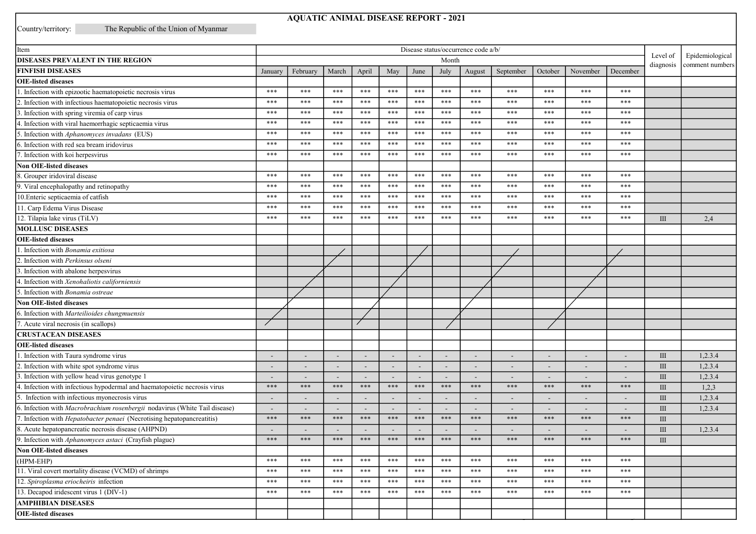# AQUATIC ANIMAL DISEASE REPORT - 2021

Country/territory: The Republic of the Union of Myanmar

| Item | Disease status/occurrence code a/b/ | | | | | | | | | | | | Level of diagnosis | Epidemiological comment numbers |
|---|---|---|---|---|---|---|---|---|---|---|---|---|---|---|
| **DISEASES PREVALENT IN THE REGION** | Month | | | | | | | | | | | | | |
| **FINFISH DISEASES** | January | February | March | April | May | June | July | August | September | October | November | December | | |
| **OIE-listed diseases** | | | | | | | | | | | | | | |
| 1. Infection with epizootic haematopoietic necrosis virus | *** | *** | *** | *** | *** | *** | *** | *** | *** | *** | *** | *** | | |
| 2. Infection with infectious haematopoietic necrosis virus | *** | *** | *** | *** | *** | *** | *** | *** | *** | *** | *** | *** | | |
| 3. Infection with spring viremia of carp virus | *** | *** | *** | *** | *** | *** | *** | *** | *** | *** | *** | *** | | |
| 4. Infection with viral haemorrhagic septicaemia virus | *** | *** | *** | *** | *** | *** | *** | *** | *** | *** | *** | *** | | |
| 5. Infection with *Aphanomyces invadans* (EUS) | *** | *** | *** | *** | *** | *** | *** | *** | *** | *** | *** | *** | | |
| 6. Infection with red sea bream iridovirus | *** | *** | *** | *** | *** | *** | *** | *** | *** | *** | *** | *** | | |
| 7. Infection with koi herpesvirus | *** | *** | *** | *** | *** | *** | *** | *** | *** | *** | *** | *** | | |
| **Non OIE-listed diseases** | | | | | | | | | | | | | | |
| 8. Grouper iridoviral disease | *** | *** | *** | *** | *** | *** | *** | *** | *** | *** | *** | *** | | |
| 9. Viral encephalopathy and retinopathy | *** | *** | *** | *** | *** | *** | *** | *** | *** | *** | *** | *** | | |
| 10.Enteric septicaemia of catfish | *** | *** | *** | *** | *** | *** | *** | *** | *** | *** | *** | *** | | |
| 11. Carp Edema Virus Disease | *** | *** | *** | *** | *** | *** | *** | *** | *** | *** | *** | *** | | |
| 12. Tilapia lake virus (TiLV) | *** | *** | *** | *** | *** | *** | *** | *** | *** | *** | *** | *** | III | 2,4 |
| **MOLLUSC DISEASES** | | | | | | | | | | | | | | |
| **OIE-listed diseases** | | | | | | | | | | | | | | |
| 1. Infection with *Bonamia exitiosa* | | | | | | | | | | | | | | |
| 2. Infection with *Perkinsus olseni* | | | | | | | | | | | | | | |
| 3. Infection with abalone herpesvirus | | | | | | | | | | | | | | |
| 4. Infection with *Xenohaliotis californiensis* | | | | | | | | | | | | | | |
| 5. Infection with *Bonamia ostreae* | | | | | | | | | | | | | | |
| **Non OIE-listed diseases** | | | | | | | | | | | | | | |
| 6. Infection with *Marteilioides chungmuensis* | | | | | | | | | | | | | | |
| 7. Acute viral necrosis (in scallops) | | | | | | | | | | | | | | |
| **CRUSTACEAN DISEASES** | | | | | | | | | | | | | | |
| **OIE-listed diseases** | | | | | | | | | | | | | | |
| 1. Infection with Taura syndrome virus | - | - | - | - | - | - | - | - | - | - | - | - | III | 1,2.3.4 |
| 2. Infection with white spot syndrome virus | - | - | - | - | - | - | - | - | - | - | - | - | III | 1,2.3.4 |
| 3. Infection with yellow head virus genotype 1 | - | - | - | - | - | - | - | - | - | - | - | - | III | 1,2.3.4 |
| 4. Infection with infectious hypodermal and haematopoietic necrosis virus | *** | *** | *** | *** | *** | *** | *** | *** | *** | *** | *** | *** | III | 1,2,3 |
| 5. Infection with infectious myonecrosis virus | - | - | - | - | - | - | - | - | - | - | - | - | III | 1,2.3.4 |
| 6. Infection with *Macrobrachium rosenbergii* nodavirus (White Tail disease) | - | - | - | - | - | - | - | - | - | - | - | - | III | 1,2.3.4 |
| 7. Infection with *Hepatobacter penaei* (Necrotising hepatopancreatitis) | *** | *** | *** | *** | *** | *** | *** | *** | *** | *** | *** | *** | III | |
| 8. Acute hepatopancreatic necrosis disease (AHPND) | - | - | - | - | - | - | - | - | - | - | - | - | III | 1,2.3.4 |
| 9. Infection with *Aphanomyces astaci* (Crayfish plague) | *** | *** | *** | *** | *** | *** | *** | *** | *** | *** | *** | *** | III | |
| **Non OIE-listed diseases** | | | | | | | | | | | | | | |
| (HPM-EHP) | *** | *** | *** | *** | *** | *** | *** | *** | *** | *** | *** | *** | | |
| 11. Viral covert mortality disease (VCMD) of shrimps | *** | *** | *** | *** | *** | *** | *** | *** | *** | *** | *** | *** | | |
| 12. *Spiroplasma eriocheiris* infection | *** | *** | *** | *** | *** | *** | *** | *** | *** | *** | *** | *** | | |
| 13. Decapod iridescent virus 1 (DIV-1) | *** | *** | *** | *** | *** | *** | *** | *** | *** | *** | *** | *** | | |
| **AMPHIBIAN DISEASES** | | | | | | | | | | | | | | |
| **OIE-listed diseases** | | | | | | | | | | | | | | |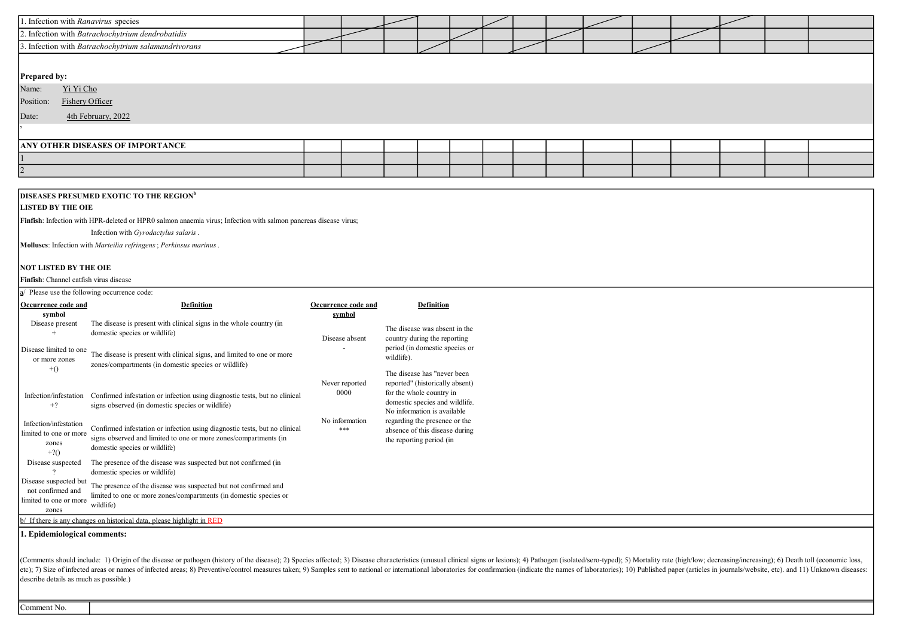| | | | | | | | | | | | | | | |
|---|---|---|---|---|---|---|---|---|---|---|---|---|---|---|
| 1. Infection with *Ranavirus* species | | | | | | | | | | | | | | |
| 2. Infection with *Batrachochytrium dendrobatidis* | | | | | | | | | | | | | | |
| 3. Infection with *Batrachochytrium salamandrivorans* | | | | | | | | | | | | | | |

**Prepared by:**

Name: Yi Yi Cho

Position: Fishery Officer

Date: 4th February, 2022

| ANY OTHER DISEASES OF IMPORTANCE | | | | | | | | | | | | | | |
|---|---|---|---|---|---|---|---|---|---|---|---|---|---|---|
| 1 | | | | | | | | | | | | | | |
| 2 | | | | | | | | | | | | | | |

**DISEASES PRESUMED EXOTIC TO THE REGION**[b]

**LISTED BY THE OIE**

**Finfish**: Infection with HPR-deleted or HPR0 salmon anaemia virus; Infection with salmon pancreas disease virus;

Infection with *Gyrodactylus salaris* .

**Molluscs**: Infection with *Marteilia refringens* ; *Perkinsus marinus* .

**NOT LISTED BY THE OIE**

**Finfish**: Channel catfish virus disease

a/ Please use the following occurrence code:

| Occurrence code and symbol | Definition | Occurrence code and symbol | Definition |
|---|---|---|---|
| Disease present + | The disease is present with clinical signs in the whole country (in domestic species or wildlife) | Disease absent - | The disease was absent in the country during the reporting period (in domestic species or wildlife). |
| Disease limited to one or more zones +() | The disease is present with clinical signs, and limited to one or more zones/compartments (in domestic species or wildlife) | Never reported 0000 | The disease has "never been reported" (historically absent) for the whole country in domestic species and wildlife. |
| Infection/infestation +? | Confirmed infestation or infection using diagnostic tests, but no clinical signs observed (in domestic species or wildlife) | No information *** | No information is available regarding the presence or the absence of this disease during the reporting period (in |
| Infection/infestation limited to one or more zones +?() | Confirmed infestation or infection using diagnostic tests, but no clinical signs observed and limited to one or more zones/compartments (in domestic species or wildlife) | | |
| Disease suspected ? | The presence of the disease was suspected but not confirmed (in domestic species or wildlife) | | |
| Disease suspected but not confirmed and limited to one or more zones | The presence of the disease was suspected but not confirmed and limited to one or more zones/compartments (in domestic species or wildlife) | | |

b/ If there is any changes on historical data, please highlight in RED

**1. Epidemiological comments:**

(Comments should include: 1) Origin of the disease or pathogen (history of the disease); 2) Species affected; 3) Disease characteristics (unusual clinical signs or lesions); 4) Pathogen (isolated/sero-typed); 5) Mortality rate (high/low; decreasing/increasing); 6) Death toll (economic loss, etc); 7) Size of infected areas or names of infected areas; 8) Preventive/control measures taken; 9) Samples sent to national or international laboratories for confirmation (indicate the names of laboratories); 10) Published paper (articles in journals/website, etc). and 11) Unknown diseases: describe details as much as possible.)

| Comment No. | |
|---|---|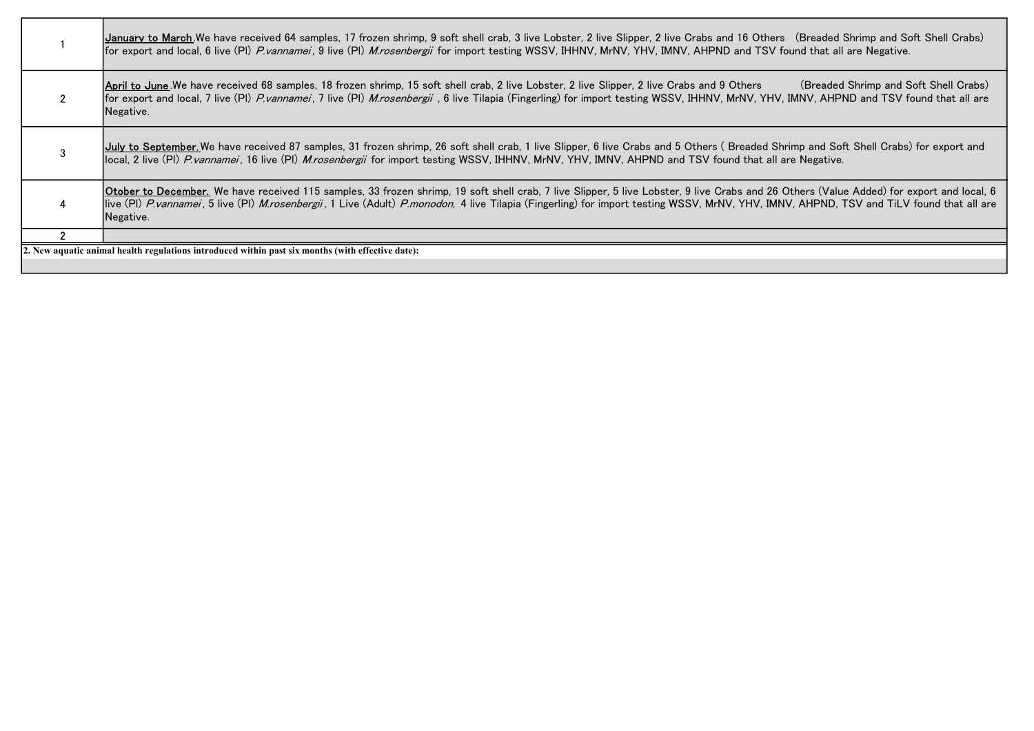| | |
|---|---|
| 1 | <u>January to March</u>.We have received 64 samples, 17 frozen shrimp, 9 soft shell crab, 3 live Lobster, 2 live Slipper, 2 live Crabs and 16 Others (Breaded Shrimp and Soft Shell Crabs) for export and local, 6 live (Pl) *P.vannamei*, 9 live (Pl) *M.rosenbergii* for import testing WSSV, IHHNV, MrNV, YHV, IMNV, AHPND and TSV found that all are Negative. |
| 2 | <u>April to June</u>.We have received 68 samples, 18 frozen shrimp, 15 soft shell crab, 2 live Lobster, 2 live Slipper, 2 live Crabs and 9 Others (Breaded Shrimp and Soft Shell Crabs) for export and local, 7 live (Pl) *P.vannamei*, 7 live (Pl) *M.rosenbergii* , 6 live Tilapia (Fingerling) for import testing WSSV, IHHNV, MrNV, YHV, IMNV, AHPND and TSV found that all are Negative. |
| 3 | <u>July to September.</u>We have received 87 samples, 31 frozen shrimp, 26 soft shell crab, 1 live Slipper, 6 live Crabs and 5 Others ( Breaded Shrimp and Soft Shell Crabs) for export and local, 2 live (Pl) *P.vannamei*, 16 live (Pl) *M.rosenbergii* for import testing WSSV, IHHNV, MrNV, YHV, IMNV, AHPND and TSV found that all are Negative. |
| 4 | <u>Otober to December.</u> We have received 115 samples, 33 frozen shrimp, 19 soft shell crab, 7 live Slipper, 5 live Lobster, 9 live Crabs and 26 Others (Value Added) for export and local, 6 live (Pl) *P.vannamei*, 5 live (Pl) *M.rosenbergii*, 1 Live (Adult) *P.monodon,* 4 live Tilapia (Fingerling) for import testing WSSV, MrNV, YHV, IMNV, AHPND, TSV and TiLV found that all are Negative. |
| 2 | |

**2. New aquatic animal health regulations introduced within past six months (with effective date):**